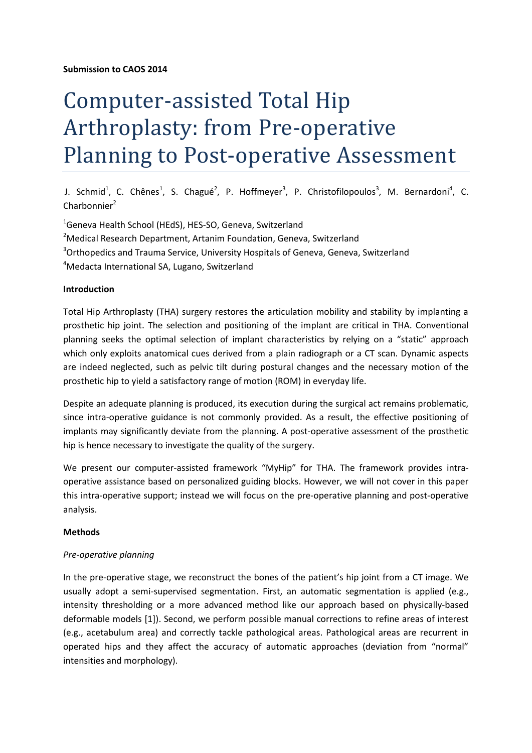**Submission to CAOS 2014**

# Computer-assisted Total Hip Arthroplasty: from Pre-operative Planning to Post-operative Assessment

J. Schmid[1], C. Chênes[1], S. Chagué[2], P. Hoffmeyer[3], P. Christofilopoulos[3], M. Bernardoni[4], C. Charbonnier[2]

[1]Geneva Health School (HEdS), HES-SO, Geneva, Switzerland

[2]Medical Research Department, Artanim Foundation, Geneva, Switzerland

[3]Orthopedics and Trauma Service, University Hospitals of Geneva, Geneva, Switzerland

[4]Medacta International SA, Lugano, Switzerland

**Introduction**

Total Hip Arthroplasty (THA) surgery restores the articulation mobility and stability by implanting a prosthetic hip joint. The selection and positioning of the implant are critical in THA. Conventional planning seeks the optimal selection of implant characteristics by relying on a "static" approach which only exploits anatomical cues derived from a plain radiograph or a CT scan. Dynamic aspects are indeed neglected, such as pelvic tilt during postural changes and the necessary motion of the prosthetic hip to yield a satisfactory range of motion (ROM) in everyday life.

Despite an adequate planning is produced, its execution during the surgical act remains problematic, since intra-operative guidance is not commonly provided. As a result, the effective positioning of implants may significantly deviate from the planning. A post-operative assessment of the prosthetic hip is hence necessary to investigate the quality of the surgery.

We present our computer-assisted framework "MyHip" for THA. The framework provides intra-operative assistance based on personalized guiding blocks. However, we will not cover in this paper this intra-operative support; instead we will focus on the pre-operative planning and post-operative analysis.

**Methods**

*Pre-operative planning*

In the pre-operative stage, we reconstruct the bones of the patient's hip joint from a CT image. We usually adopt a semi-supervised segmentation. First, an automatic segmentation is applied (e.g., intensity thresholding or a more advanced method like our approach based on physically-based deformable models [1]). Second, we perform possible manual corrections to refine areas of interest (e.g., acetabulum area) and correctly tackle pathological areas. Pathological areas are recurrent in operated hips and they affect the accuracy of automatic approaches (deviation from "normal" intensities and morphology).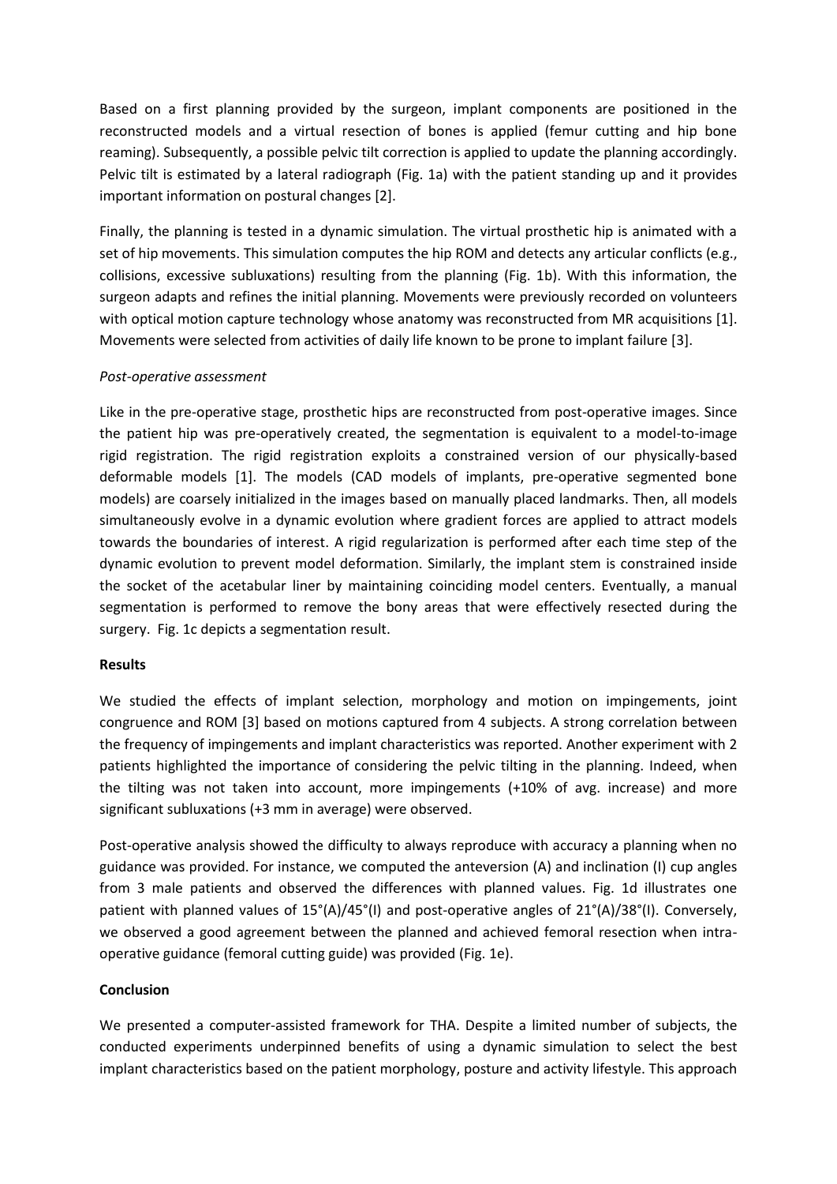Based on a first planning provided by the surgeon, implant components are positioned in the reconstructed models and a virtual resection of bones is applied (femur cutting and hip bone reaming). Subsequently, a possible pelvic tilt correction is applied to update the planning accordingly. Pelvic tilt is estimated by a lateral radiograph (Fig. 1a) with the patient standing up and it provides important information on postural changes [2].

Finally, the planning is tested in a dynamic simulation. The virtual prosthetic hip is animated with a set of hip movements. This simulation computes the hip ROM and detects any articular conflicts (e.g., collisions, excessive subluxations) resulting from the planning (Fig. 1b). With this information, the surgeon adapts and refines the initial planning. Movements were previously recorded on volunteers with optical motion capture technology whose anatomy was reconstructed from MR acquisitions [1]. Movements were selected from activities of daily life known to be prone to implant failure [3].

*Post-operative assessment*

Like in the pre-operative stage, prosthetic hips are reconstructed from post-operative images. Since the patient hip was pre-operatively created, the segmentation is equivalent to a model-to-image rigid registration. The rigid registration exploits a constrained version of our physically-based deformable models [1]. The models (CAD models of implants, pre-operative segmented bone models) are coarsely initialized in the images based on manually placed landmarks. Then, all models simultaneously evolve in a dynamic evolution where gradient forces are applied to attract models towards the boundaries of interest. A rigid regularization is performed after each time step of the dynamic evolution to prevent model deformation. Similarly, the implant stem is constrained inside the socket of the acetabular liner by maintaining coinciding model centers. Eventually, a manual segmentation is performed to remove the bony areas that were effectively resected during the surgery. Fig. 1c depicts a segmentation result.

**Results**

We studied the effects of implant selection, morphology and motion on impingements, joint congruence and ROM [3] based on motions captured from 4 subjects. A strong correlation between the frequency of impingements and implant characteristics was reported. Another experiment with 2 patients highlighted the importance of considering the pelvic tilting in the planning. Indeed, when the tilting was not taken into account, more impingements (+10% of avg. increase) and more significant subluxations (+3 mm in average) were observed.

Post-operative analysis showed the difficulty to always reproduce with accuracy a planning when no guidance was provided. For instance, we computed the anteversion (A) and inclination (I) cup angles from 3 male patients and observed the differences with planned values. Fig. 1d illustrates one patient with planned values of 15°(A)/45°(I) and post-operative angles of 21°(A)/38°(I). Conversely, we observed a good agreement between the planned and achieved femoral resection when intra-operative guidance (femoral cutting guide) was provided (Fig. 1e).

**Conclusion**

We presented a computer-assisted framework for THA. Despite a limited number of subjects, the conducted experiments underpinned benefits of using a dynamic simulation to select the best implant characteristics based on the patient morphology, posture and activity lifestyle. This approach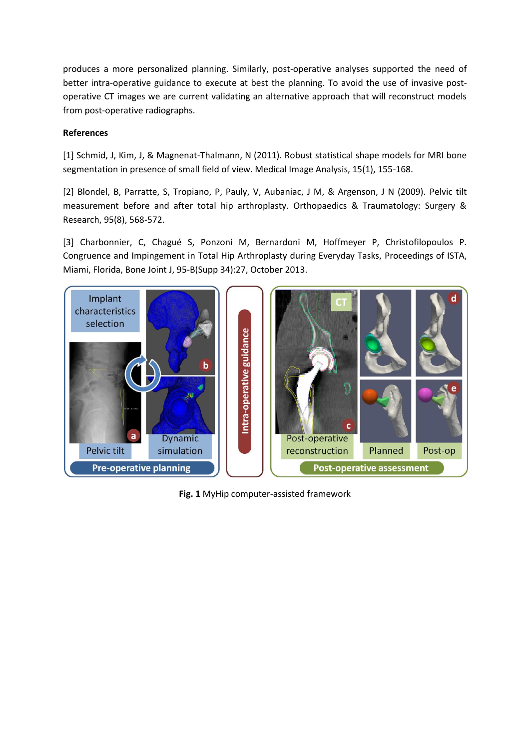produces a more personalized planning. Similarly, post-operative analyses supported the need of better intra-operative guidance to execute at best the planning. To avoid the use of invasive post-operative CT images we are current validating an alternative approach that will reconstruct models from post-operative radiographs.

**References**

[1] Schmid, J, Kim, J, & Magnenat-Thalmann, N (2011). Robust statistical shape models for MRI bone segmentation in presence of small field of view. Medical Image Analysis, 15(1), 155-168.

[2] Blondel, B, Parratte, S, Tropiano, P, Pauly, V, Aubaniac, J M, & Argenson, J N (2009). Pelvic tilt measurement before and after total hip arthroplasty. Orthopaedics & Traumatology: Surgery & Research, 95(8), 568-572.

[3] Charbonnier, C, Chagué S, Ponzoni M, Bernardoni M, Hoffmeyer P, Christofilopoulos P. Congruence and Impingement in Total Hip Arthroplasty during Everyday Tasks, Proceedings of ISTA, Miami, Florida, Bone Joint J, 95-B(Supp 34):27, October 2013.

Implant characteristics selection

Pelvic tilt

Dynamic simulation

Pre-operative planning

Intra-operative guidance

CT

Post-operative reconstruction

Planned

Post-op

Post-operative assessment

**Fig. 1** MyHip computer-assisted framework